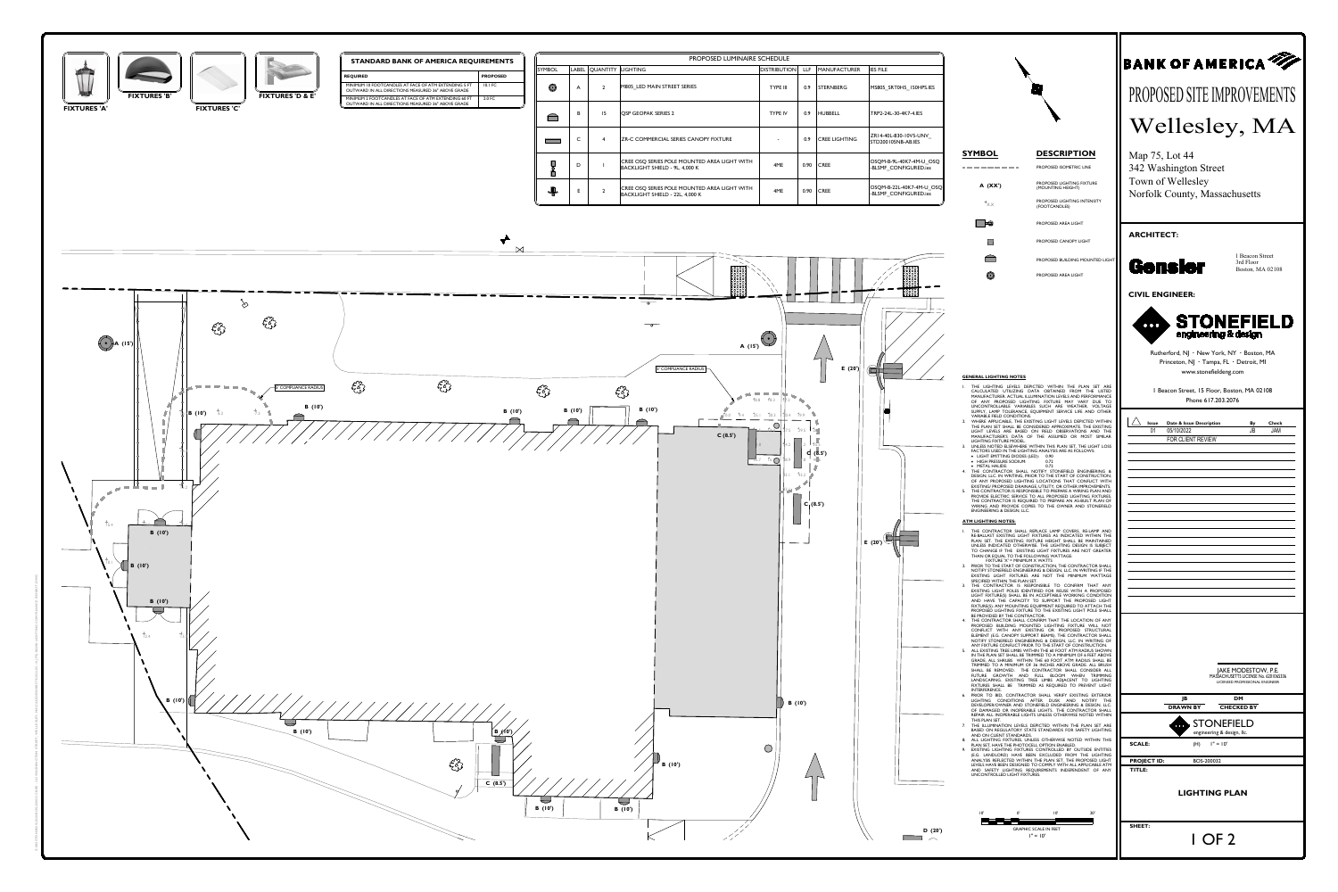# BANK OF AMERICA

# PROPOSED SITE IMPROVEMENTS

# Wellesley, MA

Map 75, Lot 44
342 Washington Street
Town of Wellesley
Norfolk County, Massachusetts

FIXTURES 'A' | FIXTURES 'B' | FIXTURES 'C' | FIXTURES 'D & E'

## STANDARD BANK OF AMERICA REQUIREMENTS

| REQUIRED | PROPOSED |
|---|---|
| MINIMUM 10 FOOTCANDLES AT FACE OF ATM EXTENDING 5 FT OUTWARD IN ALL DIRECTIONS MEASURED 36" ABOVE GRADE | 10.1 FC |
| MINIMUM 2 FOOTCANDLES AT FACE OF ATM EXTENDING 60 FT OUTWARD IN ALL DIRECTIONS MEASURED 36" ABOVE GRADE | 2.0 FC |

## PROPOSED LUMINAIRE SCHEDULE

| SYMBOL | LABEL | QUANTITY | LIGHTING | DISTRIBUTION | LLF | MANUFACTURER | IES FILE |
|---|---|---|---|---|---|---|---|
| | A | 2 | M805_LED MAIN STREET SERIES | TYPE III | 0.9 | STERNBERG | M5805_SRT0HS_150HPS.IES |
| | B | 15 | QSP GEOPAK SERIES 2 | TYPE IV | 0.9 | HUBBELL | TRP2-24L-30-4K7-4.IES |
| | C | 4 | ZR-C COMMERCIAL SERIES CANOPY FIXTURE | - | 0.9 | CREE LIGHTING | ZR14-40L-830-10V5-UNV_STD200105NB-AB.IES |
| | D | 1 | CREE OSQ SERIES POLE MOUNTED AREA LIGHT WITH BACKLIGHT SHIELD - 9L, 4,000 K | 4ME | 0.90 | CREE | OSQM-B-9L-40K7-4M-U_OSQ-BLSMF_CONFIGURED.ies |
| | E | 2 | CREE OSQ SERIES POLE MOUNTED AREA LIGHT WITH BACKLIGHT SHIELD - 22L, 4,000 K | 4ME | 0.90 | CREE | OSQM-B-22L-40K7-4M-U_OSQ-BLSMF_CONFIGURED.ies |

| SYMBOL | DESCRIPTION |
|---|---|
| - - - - - | PROPOSED ISOMETRIC LINE |
| A (XX') | PROPOSED LIGHTING FIXTURE (MOUNTING HEIGHT) |
| +X.X | PROPOSED LIGHTING INTENSITY (FOOTCANDLES) |
| | PROPOSED AREA LIGHT |
| | PROPOSED CANOPY LIGHT |
| | PROPOSED BUILDING MOUNTED LIGHT |
| | PROPOSED AREA LIGHT |

A (15') &nbsp; A (15') &nbsp; B (10') &nbsp; C (8.5') &nbsp; D (20') &nbsp; E (20')

2' COMPLIANCE RADIUS &nbsp; 5' COMPLIANCE RADIUS

### GENERAL LIGHTING NOTES

1. THE LIGHTING LEVELS DEPICTED WITHIN THE PLAN SET ARE CALCULATED UTILIZING DATA OBTAINED FROM THE LISTED MANUFACTURER. ACTUAL ILLUMINATION LEVELS AND PERFORMANCE OF ANY PROPOSED LIGHTING FIXTURE MAY VARY DUE TO UNCONTROLLABLE VARIABLES SUCH ARE WEATHER, VOLTAGE SUPPLY, LAMP TOLERANCE, EQUIPMENT SERVICE LIFE AND OTHER VARIABLE FIELD CONDITIONS.
2. WHERE APPLICABLE, THE EXISTING LIGHT LEVELS DEPICTED WITHIN THE PLAN SET SHALL BE CONSIDERED APPROXIMATE. THE EXISTING LIGHT LEVELS ARE BASED ON FIELD OBSERVATIONS AND THE MANUFACTURER'S DATA OF THE ASSUMED OR MOST SIMILAR LIGHTING FIXTURE MODEL.
3. UNLESS NOTED ELSEWHERE WITHIN THIS PLAN SET, THE LIGHT LOSS FACTORS USED IN THE LIGHTING ANALYSIS ARE AS FOLLOWS:
   - LIGHT EMITTING DIODES (LED): 0.90
   - HIGH PRESSURE SODIUM: 0.72
   - METAL HALIDE: 0.72
4. THE CONTRACTOR SHALL NOTIFY STONEFIELD ENGINEERING & DESIGN, LLC IN WRITING PRIOR TO THE START OF CONSTRUCTION, OF ANY PROPOSED LIGHTING LOCATIONS THAT CONFLICT WITH EXISTING/PROPOSED DRAINAGE, UTILITY, OR OTHER IMPROVEMENTS.
5. THE CONTRACTOR IS RESPONSIBLE TO PREPARE A WIRING PLAN AND PROVIDE ELECTRIC SERVICE TO ALL PROPOSED LIGHTING FIXTURES. THE CONTRACTOR IS REQUIRED TO PREPARE AN AS-BUILT PLAN OF WIRING AND PROVIDE COPIES TO THE OWNER AND STONEFIELD ENGINEERING & DESIGN, LLC.

### ATM LIGHTING NOTES:

1. THE CONTRACTOR SHALL REPLACE LAMP COVERS, RE-LAMP AND RE-BALLAST EXISTING LIGHT FIXTURES AS INDICATED WITHIN THE PLAN SET. THE EXISTING FIXTURE HEIGHT SHALL BE MAINTAINED UNLESS INDICATED OTHERWISE. THE LIGHTING DESIGN IS SUBJECT TO CHANGE IF THE EXISTING LIGHT FIXTURES ARE NOT GREATER THAN OR EQUAL TO THE FOLLOWING WATTAGE:
   FIXTURE "I" = MINIMUM X WATTS
2. PRIOR TO THE START OF CONSTRUCTION, THE CONTRACTOR SHALL NOTIFY STONEFIELD ENGINEERING & DESIGN, LLC IN WRITING IF THE EXISTING LIGHT FIXTURES ARE NOT THE MINIMUM WATTAGE SPECIFIED WITHIN THIS PLAN SET.
3. THE CONTRACTOR IS RESPONSIBLE TO CONFIRM THAT ANY EXISTING LIGHT POLES IDENTIFIED FOR REUSE WITH A PROPOSED LIGHT FIXTURE(S) SHALL BE IN ACCEPTABLE WORKING CONDITION AND HAVE THE CAPACITY TO SUPPORT THE PROPOSED LIGHT FIXTURE(S). ANY MOUNTING EQUIPMENT REQUIRED TO ATTACH THE PROPOSED LIGHTING FIXTURE TO THE EXISTING LIGHT POLE SHALL BE PROVIDED BY THE CONTRACTOR.
4. THE CONTRACTOR SHALL CONFIRM THAT THE LOCATION OF ANY PROPOSED BUILDING MOUNTED LIGHTING FIXTURE WILL NOT CONFLICT WITH ANY EXISTING OR PROPOSED STRUCTURAL ELEMENT (E.G. CANOPY SUPPORT BEAMS). THE CONTRACTOR SHALL NOTIFY STONEFIELD ENGINEERING & DESIGN, LLC IN WRITING OF ANY FIXTURE CONFLICT PRIOR TO THE START OF CONSTRUCTION.
5. ALL EXISTING TREE LIMBS WITHIN THE 60 FOOT ATM RADIUS SHOWN IN THE PLAN SET SHALL BE TRIMMED TO A MINIMUM OF 6 FEET ABOVE GRADE. ALL SHRUBS WITHIN THE 60 FOOT ATM RADIUS SHALL BE TRIMMED TO A MINIMUM OF 36 INCHES ABOVE GRADE. ALL BRUSH SHALL BE REMOVED. THE CONTRACTOR SHALL CONSIDER ALL FUTURE GROWTH AND FULL BLOOM WHEN TRIMMING LANDSCAPING. EXISTING TREE LIMBS ADJACENT TO LIGHTING FIXTURES SHALL BE TRIMMED AS REQUIRED TO PREVENT LIGHT INTERFERENCE.
6. PRIOR TO BID, CONTRACTOR SHALL VERIFY EXISTING EXTERIOR LIGHTING CONDITIONS AFTER DUSK AND NOTIFY THE DEVELOPER/OWNER AND STONEFIELD ENGINEERING & DESIGN, LLC, OF DAMAGED OR INOPERABLE LIGHTS. THE CONTRACTOR SHALL REPAIR ALL INOPERABLE LIGHTS UNLESS OTHERWISE NOTED WITHIN THIS PLAN SET.
7. THE ILLUMINATION LEVELS DEPICTED WITHIN THE PLAN SET ARE BASED ON REGULATORY STATE STANDARDS FOR SAFETY LIGHTING AND ON CLIENT STANDARDS.
8. ALL LIGHTING FIXTURES, UNLESS OTHERWISE NOTED WITHIN THIS PLAN SET, HAVE THE PHOTOCELL OPTION ENABLED.
9. EXISTING LIGHTING FIXTURES CONTROLLED BY OUTSIDE ENTITIES (E.G. LANDLORD) HAVE BEEN EXCLUDED FROM THE LIGHTING ANALYSIS REFLECTED WITHIN THE PLAN SET. THE PROPOSED LIGHT LEVELS HAVE BEEN DESIGNED TO COMPLY WITH ALL APPLICABLE ATM AND SAFETY LIGHTING REQUIREMENTS INDEPENDENT OF ANY UNCONTROLLED LIGHT FIXTURES.

GRAPHIC SCALE IN FEET
1" = 10'

### ARCHITECT:

Gensler
1 Beacon Street
3rd Floor
Boston, MA 02108

### CIVIL ENGINEER:

STONEFIELD engineering & design

Rutherford, NJ · New York, NY · Boston, MA
Princeton, NJ · Tampa, FL · Detroit, MI
www.stonefieldeng.com

1 Beacon Street, 15 Floor, Boston, MA 02108
Phone 617.203.2076

| Issue | Date & Issue Description | By | Check |
|---|---|---|---|
| 01 | 05/10/2022 FOR CLIENT REVIEW | JB | JAM |

JAKE MODESTOW, P.E.
MASSACHUSETTS LICENSE No. 021006376
LICENSED PROFESSIONAL ENGINEER

| DRAWN BY | CHECKED BY |
|---|---|
| JB | DM |

STONEFIELD engineering & design, llc.

SCALE: (H) 1" = 10'

PROJECT ID: BOS-200032

TITLE: **LIGHTING PLAN**

SHEET: 1 OF 2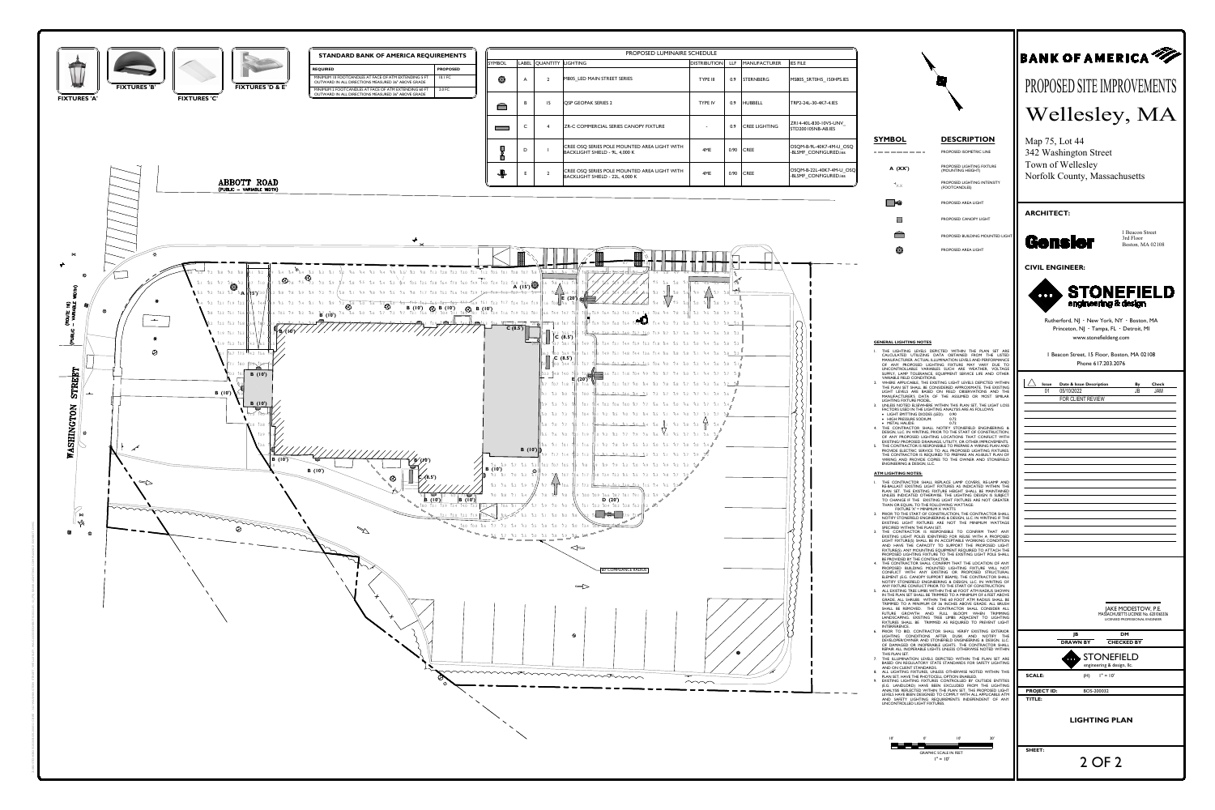# BANK OF AMERICA

## PROPOSED SITE IMPROVEMENTS

# Wellesley, MA

Map 75, Lot 44
342 Washington Street
Town of Wellesley
Norfolk County, Massachusetts

**ARCHITECT:**

**Gensler**
1 Beacon Street
3rd Floor
Boston, MA 02108

**CIVIL ENGINEER:**

**STONEFIELD** engineering & design

Rutherford, NJ · New York, NY · Boston, MA
Princeton, NJ · Tampa, FL · Detroit, MI
www.stonefieldeng.com

1 Beacon Street, 15 Floor, Boston, MA 02108
Phone 617.203.2076

| Issue | Date & Issue Description | By | Check |
|---|---|---|---|
| 01 | 05/10/2022 FOR CLIENT REVIEW | JB | JAM |

JAKE MODESTOW, P.E.
MASSACHUSETTS LICENSE No. 021065376
LICENSED PROFESSIONAL ENGINEER

| JB | DM |
|---|---|
| DRAWN BY | CHECKED BY |

STONEFIELD engineering & design, llc.

SCALE: (H) 1" = 10'

PROJECT ID: BOS-200032

TITLE: **LIGHTING PLAN**

SHEET: 2 OF 2

---

FIXTURES 'A' | FIXTURES 'B' | FIXTURES 'C' | FIXTURES 'D & E'

## STANDARD BANK OF AMERICA REQUIREMENTS

| REQUIRED | PROPOSED |
|---|---|
| MINIMUM 10 FOOTCANDLES AT FACE OF ATM EXTENDING 5 FT OUTWARD IN ALL DIRECTIONS MEASURED 36" ABOVE GRADE | 10.1 FC |
| MINIMUM 2 FOOTCANDLES AT FACE OF ATM EXTENDING 60 FT OUTWARD IN ALL DIRECTIONS MEASURED 36" ABOVE GRADE | 2.0 FC |

## PROPOSED LUMINAIRE SCHEDULE

| SYMBOL | LABEL | QUANTITY | LIGHTING | DISTRIBUTION | LLF | MANUFACTURER | IES FILE |
|---|---|---|---|---|---|---|---|
| | A | 2 | MB05_LED MAIN STREET SERIES | TYPE III | 0.9 | STERNBERG | MSB05_5RT0HS_150HPS.IES |
| | B | 15 | QSP GEOPAK SERIES 2 | TYPE IV | 0.9 | HUBBELL | TRP2-24L-30-4K7-4.IES |
| | C | 4 | ZR-C COMMERCIAL SERIES CANOPY FIXTURE | - | 0.9 | CREE LIGHTING | ZR14-40L-830-10V5-UNV_STD200105NB-AB.IES |
| | D | 1 | CREE OSQ SERIES POLE MOUNTED AREA LIGHT WITH BACKLIGHT SHIELD - 9L, 4,000 K | 4ME | 0.90 | CREE | OSQM-B-9L-40K7-4M-U_OSQ-BLSMF_CONFIGURED.ies |
| | E | 2 | CREE OSQ SERIES POLE MOUNTED AREA LIGHT WITH BACKLIGHT SHIELD - 22L, 4,000 K | 4ME | 0.90 | CREE | OSQM-B-22L-40K7-4M-U_OSQ-BLSMF_CONFIGURED.ies |

| SYMBOL | DESCRIPTION |
|---|---|
| - - - - - | PROPOSED ISOMETRIC LINE |
| A (XX') | PROPOSED LIGHTING FIXTURE (MOUNTING HEIGHT) |
| +X.X | PROPOSED LIGHTING INTENSITY (FOOTCANDLES) |
| | PROPOSED AREA LIGHT |
| | PROPOSED CANOPY LIGHT |
| | PROPOSED BUILDING MOUNTED LIGHT |
| | PROPOSED AREA LIGHT |

ABBOTT ROAD (PUBLIC – VARIABLE WIDTH)

WASHINGTON STREET (ROUTE 16) (PUBLIC – VARIABLE WIDTH)

60' COMPLIANCE RADIUS

### GENERAL LIGHTING NOTES

1. THE LIGHTING LEVELS DEPICTED WITHIN THE PLAN SET ARE CALCULATED UTILIZING DATA OBTAINED FROM THE LISTED MANUFACTURER. ACTUAL ILLUMINATION LEVELS AND PERFORMANCE OF ANY PROPOSED LIGHTING FIXTURE MAY VARY DUE TO UNCONTROLLABLE VARIABLES SUCH AS WEATHER, VOLTAGE SUPPLY, LAMP TOLERANCE, EQUIPMENT SERVICE LIFE AND OTHER VARIABLE FIELD CONDITIONS.
2. WHERE APPLICABLE, THE EXISTING LIGHT LEVELS DEPICTED WITHIN THE PLAN SET SHALL BE CONSIDERED APPROXIMATE. THE EXISTING LIGHT LEVELS ARE BASED ON FIELD OBSERVATIONS AND THE MANUFACTURER'S DATA OF THE ASSUMED OR MOST SIMILAR LIGHTING FIXTURE MODEL.
3. UNLESS NOTED ELSEWHERE WITHIN THIS PLAN SET, THE LIGHT LOSS FACTORS USED IN THE LIGHTING ANALYSIS ARE AS FOLLOWS:
   - LIGHT EMITTING DIODES (LED): 0.90
   - HIGH PRESSURE SODIUM: 0.72
   - METAL HALIDE: 0.72
4. THE CONTRACTOR SHALL NOTIFY STONEFIELD ENGINEERING & DESIGN, LLC IN WRITING PRIOR TO THE START OF CONSTRUCTION, OF ANY PROPOSED LIGHTING LOCATIONS THAT CONFLICT WITH EXISTING/PROPOSED DRAINAGE, UTILITY, OR OTHER IMPROVEMENTS.
5. THE CONTRACTOR IS RESPONSIBLE TO PREPARE A WIRING PLAN AND PROVIDE ELECTRIC SERVICE TO ALL PROPOSED LIGHTING FIXTURES. THE CONTRACTOR IS REQUIRED TO PREPARE AN AS-BUILT PLAN OF WIRING AND PROVIDE COPIES TO THE OWNER AND STONEFIELD ENGINEERING & DESIGN, LLC.

### ATM LIGHTING NOTES

1. THE CONTRACTOR SHALL REPLACE LAMP COVERS, RE-LAMP AND RE-BALLAST EXISTING LIGHT FIXTURES AS INDICATED WITHIN THE PLAN SET. THE EXISTING FIXTURE HEIGHT SHALL BE MAINTAINED UNLESS INDICATED OTHERWISE. THE LIGHTING DESIGN IS SUBJECT TO CHANGE IF THE EXISTING LIGHT FIXTURES ARE NOT GREATER THAN OR EQUAL TO THE FOLLOWING WATTAGE: FIXTURE 'F': MINIMUM X WATTS.
2. PRIOR TO THE START OF CONSTRUCTION, THE CONTRACTOR SHALL NOTIFY STONEFIELD ENGINEERING & DESIGN, LLC IN WRITING IF THE EXISTING LIGHT FIXTURES ARE NOT THE MINIMUM WATTAGE SPECIFIED WITHIN THE PLAN SET.
3. THE CONTRACTOR IS RESPONSIBLE TO CONFIRM THAT ANY EXISTING LIGHT POLES IDENTIFIED FOR REUSE WITH A PROPOSED LIGHT FIXTURE(S) SHALL BE IN ACCEPTABLE WORKING CONDITION AND HAVE THE CAPACITY TO SUPPORT THE PROPOSED LIGHT FIXTURE(S). ANY MOUNTING EQUIPMENT REQUIRED TO ATTACH THE PROPOSED LIGHTING FIXTURE TO THE EXISTING LIGHT POLE SHALL BE PROVIDED BY THE CONTRACTOR.
4. THE CONTRACTOR SHALL CONFIRM THAT THE LOCATION OF ANY PROPOSED BUILDING MOUNTED LIGHTING FIXTURE WILL NOT CONFLICT WITH ANY EXISTING OR PROPOSED STRUCTURAL ELEMENT (E.G. CANOPY SUPPORT BEAMS). THE CONTRACTOR SHALL NOTIFY STONEFIELD ENGINEERING & DESIGN, LLC IN WRITING OF ANY FIXTURE CONFLICT PRIOR TO THE START OF CONSTRUCTION.
5. ALL EXISTING TREE LIMBS WITHIN THE 60 FOOT ATM RADIUS SHOWN IN THE PLAN SET SHALL BE TRIMMED TO A MINIMUM OF 6 FEET ABOVE GRADE. ALL SHRUBS WITHIN THE 60 FOOT ATM RADIUS SHALL BE TRIMMED TO A MINIMUM OF 36 INCHES ABOVE GRADE. ALL BRUSH SHALL BE REMOVED. THE CONTRACTOR SHALL CONSIDER ALL FUTURE GROWTH AND FULL BLOOM WHEN TRIMMING LANDSCAPING. EXISTING TREE LIMBS ADJACENT TO LIGHTING FIXTURES SHALL BE TRIMMED AS REQUIRED TO PREVENT LIGHT INTERFERENCE.
6. PRIOR TO BID, CONTRACTOR SHALL VERIFY EXISTING EXTERIOR LIGHTING CONDITIONS AFTER DUSK AND NOTIFY THE DEVELOPER/OWNER AND STONEFIELD ENGINEERING & DESIGN, LLC. OF DAMAGED OR INOPERABLE LIGHTS. THE CONTRACTOR SHALL REPAIR ALL INOPERABLE LIGHTS UNLESS OTHERWISE NOTED WITHIN THIS PLAN SET.
7. THE ILLUMINATION LEVELS DEPICTED WITHIN THE PLAN SET ARE BASED ON REGULATORY STATE STANDARDS FOR SAFETY LIGHTING AND ON CLIENT STANDARDS.
8. ALL LIGHTING FIXTURES, UNLESS OTHERWISE NOTED WITHIN THIS PLAN SET, HAVE THE PHOTOCELL OPTION ENABLED.
9. EXISTING LIGHTING FIXTURES CONTROLLED BY OUTSIDE ENTITIES (E.G. LANDLORD) HAVE BEEN EXCLUDED FROM THE LIGHTING ANALYSIS REFLECTED WITHIN THE PLAN SET. THE PROPOSED LIGHT LEVELS HAVE BEEN DESIGNED TO COMPLY WITH ALL APPLICABLE ATM AND SAFETY LIGHTING REQUIREMENTS INDEPENDENT OF ANY UNCONTROLLED LIGHT FIXTURES.

GRAPHIC SCALE IN FEET
1" = 10'